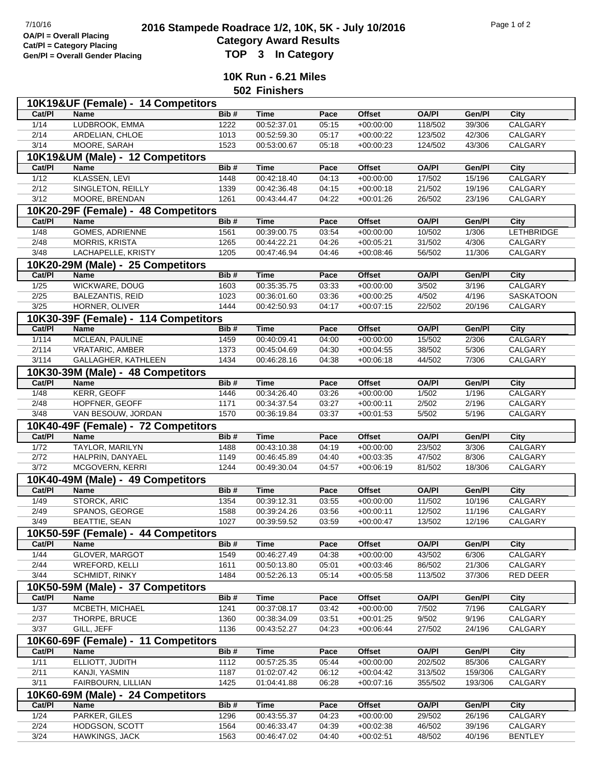7/10/16

**OA/Pl = Overall Placing**
**Cat/Pl = Category Placing**
**Gen/Pl = Overall Gender Placing**

# 2016 Stampede Roadrace 1/2, 10K, 5K - July 10/2016

## Category Award Results

## TOP 3 In Category

### 10K Run - 6.21 Miles

### 502 Finishers

**10K19&UF (Female) - 14 Competitors**

| Cat/Pl | Name | Bib # | Time | Pace | Offset | OA/Pl | Gen/Pl | City |
|---|---|---|---|---|---|---|---|---|
| 1/14 | LUDBROOK, EMMA | 1222 | 00:52:37.01 | 05:15 | +00:00:00 | 118/502 | 39/306 | CALGARY |
| 2/14 | ARDELIAN, CHLOE | 1013 | 00:52:59.30 | 05:17 | +00:00:22 | 123/502 | 42/306 | CALGARY |
| 3/14 | MOORE, SARAH | 1523 | 00:53:00.67 | 05:18 | +00:00:23 | 124/502 | 43/306 | CALGARY |

**10K19&UM (Male) - 12 Competitors**

| Cat/Pl | Name | Bib # | Time | Pace | Offset | OA/Pl | Gen/Pl | City |
|---|---|---|---|---|---|---|---|---|
| 1/12 | KLASSEN, LEVI | 1448 | 00:42:18.40 | 04:13 | +00:00:00 | 17/502 | 15/196 | CALGARY |
| 2/12 | SINGLETON, REILLY | 1339 | 00:42:36.48 | 04:15 | +00:00:18 | 21/502 | 19/196 | CALGARY |
| 3/12 | MOORE, BRENDAN | 1261 | 00:43:44.47 | 04:22 | +00:01:26 | 26/502 | 23/196 | CALGARY |

**10K20-29F (Female) - 48 Competitors**

| Cat/Pl | Name | Bib # | Time | Pace | Offset | OA/Pl | Gen/Pl | City |
|---|---|---|---|---|---|---|---|---|
| 1/48 | GOMES, ADRIENNE | 1561 | 00:39:00.75 | 03:54 | +00:00:00 | 10/502 | 1/306 | LETHBRIDGE |
| 2/48 | MORRIS, KRISTA | 1265 | 00:44:22.21 | 04:26 | +00:05:21 | 31/502 | 4/306 | CALGARY |
| 3/48 | LACHAPELLE, KRISTY | 1205 | 00:47:46.94 | 04:46 | +00:08:46 | 56/502 | 11/306 | CALGARY |

**10K20-29M (Male) - 25 Competitors**

| Cat/Pl | Name | Bib # | Time | Pace | Offset | OA/Pl | Gen/Pl | City |
|---|---|---|---|---|---|---|---|---|
| 1/25 | WICKWARE, DOUG | 1603 | 00:35:35.75 | 03:33 | +00:00:00 | 3/502 | 3/196 | CALGARY |
| 2/25 | BALEZANTIS, REID | 1023 | 00:36:01.60 | 03:36 | +00:00:25 | 4/502 | 4/196 | SASKATOON |
| 3/25 | HORNER, OLIVER | 1444 | 00:42:50.93 | 04:17 | +00:07:15 | 22/502 | 20/196 | CALGARY |

**10K30-39F (Female) - 114 Competitors**

| Cat/Pl | Name | Bib # | Time | Pace | Offset | OA/Pl | Gen/Pl | City |
|---|---|---|---|---|---|---|---|---|
| 1/114 | MCLEAN, PAULINE | 1459 | 00:40:09.41 | 04:00 | +00:00:00 | 15/502 | 2/306 | CALGARY |
| 2/114 | VRATARIC, AMBER | 1373 | 00:45:04.69 | 04:30 | +00:04:55 | 38/502 | 5/306 | CALGARY |
| 3/114 | GALLAGHER, KATHLEEN | 1434 | 00:46:28.16 | 04:38 | +00:06:18 | 44/502 | 7/306 | CALGARY |

**10K30-39M (Male) - 48 Competitors**

| Cat/Pl | Name | Bib # | Time | Pace | Offset | OA/Pl | Gen/Pl | City |
|---|---|---|---|---|---|---|---|---|
| 1/48 | KERR, GEOFF | 1446 | 00:34:26.40 | 03:26 | +00:00:00 | 1/502 | 1/196 | CALGARY |
| 2/48 | HOPFNER, GEOFF | 1171 | 00:34:37.54 | 03:27 | +00:00:11 | 2/502 | 2/196 | CALGARY |
| 3/48 | VAN BESOUW, JORDAN | 1570 | 00:36:19.84 | 03:37 | +00:01:53 | 5/502 | 5/196 | CALGARY |

**10K40-49F (Female) - 72 Competitors**

| Cat/Pl | Name | Bib # | Time | Pace | Offset | OA/Pl | Gen/Pl | City |
|---|---|---|---|---|---|---|---|---|
| 1/72 | TAYLOR, MARILYN | 1488 | 00:43:10.38 | 04:19 | +00:00:00 | 23/502 | 3/306 | CALGARY |
| 2/72 | HALPRIN, DANYAEL | 1149 | 00:46:45.89 | 04:40 | +00:03:35 | 47/502 | 8/306 | CALGARY |
| 3/72 | MCGOVERN, KERRI | 1244 | 00:49:30.04 | 04:57 | +00:06:19 | 81/502 | 18/306 | CALGARY |

**10K40-49M (Male) - 49 Competitors**

| Cat/Pl | Name | Bib # | Time | Pace | Offset | OA/Pl | Gen/Pl | City |
|---|---|---|---|---|---|---|---|---|
| 1/49 | STORCK, ARIC | 1354 | 00:39:12.31 | 03:55 | +00:00:00 | 11/502 | 10/196 | CALGARY |
| 2/49 | SPANOS, GEORGE | 1588 | 00:39:24.26 | 03:56 | +00:00:11 | 12/502 | 11/196 | CALGARY |
| 3/49 | BEATTIE, SEAN | 1027 | 00:39:59.52 | 03:59 | +00:00:47 | 13/502 | 12/196 | CALGARY |

**10K50-59F (Female) - 44 Competitors**

| Cat/Pl | Name | Bib # | Time | Pace | Offset | OA/Pl | Gen/Pl | City |
|---|---|---|---|---|---|---|---|---|
| 1/44 | GLOVER, MARGOT | 1549 | 00:46:27.49 | 04:38 | +00:00:00 | 43/502 | 6/306 | CALGARY |
| 2/44 | WREFORD, KELLI | 1611 | 00:50:13.80 | 05:01 | +00:03:46 | 86/502 | 21/306 | CALGARY |
| 3/44 | SCHMIDT, RINKY | 1484 | 00:52:26.13 | 05:14 | +00:05:58 | 113/502 | 37/306 | RED DEER |

**10K50-59M (Male) - 37 Competitors**

| Cat/Pl | Name | Bib # | Time | Pace | Offset | OA/Pl | Gen/Pl | City |
|---|---|---|---|---|---|---|---|---|
| 1/37 | MCBETH, MICHAEL | 1241 | 00:37:08.17 | 03:42 | +00:00:00 | 7/502 | 7/196 | CALGARY |
| 2/37 | THORPE, BRUCE | 1360 | 00:38:34.09 | 03:51 | +00:01:25 | 9/502 | 9/196 | CALGARY |
| 3/37 | GILL, JEFF | 1136 | 00:43:52.27 | 04:23 | +00:06:44 | 27/502 | 24/196 | CALGARY |

**10K60-69F (Female) - 11 Competitors**

| Cat/Pl | Name | Bib # | Time | Pace | Offset | OA/Pl | Gen/Pl | City |
|---|---|---|---|---|---|---|---|---|
| 1/11 | ELLIOTT, JUDITH | 1112 | 00:57:25.35 | 05:44 | +00:00:00 | 202/502 | 85/306 | CALGARY |
| 2/11 | KANJI, YASMIN | 1187 | 01:02:07.42 | 06:12 | +00:04:42 | 313/502 | 159/306 | CALGARY |
| 3/11 | FAIRBOURN, LILLIAN | 1425 | 01:04:41.88 | 06:28 | +00:07:16 | 355/502 | 193/306 | CALGARY |

**10K60-69M (Male) - 24 Competitors**

| Cat/Pl | Name | Bib # | Time | Pace | Offset | OA/Pl | Gen/Pl | City |
|---|---|---|---|---|---|---|---|---|
| 1/24 | PARKER, GILES | 1296 | 00:43:55.37 | 04:23 | +00:00:00 | 29/502 | 26/196 | CALGARY |
| 2/24 | HODGSON, SCOTT | 1564 | 00:46:33.47 | 04:39 | +00:02:38 | 46/502 | 39/196 | CALGARY |
| 3/24 | HAWKINGS, JACK | 1563 | 00:46:47.02 | 04:40 | +00:02:51 | 48/502 | 40/196 | BENTLEY |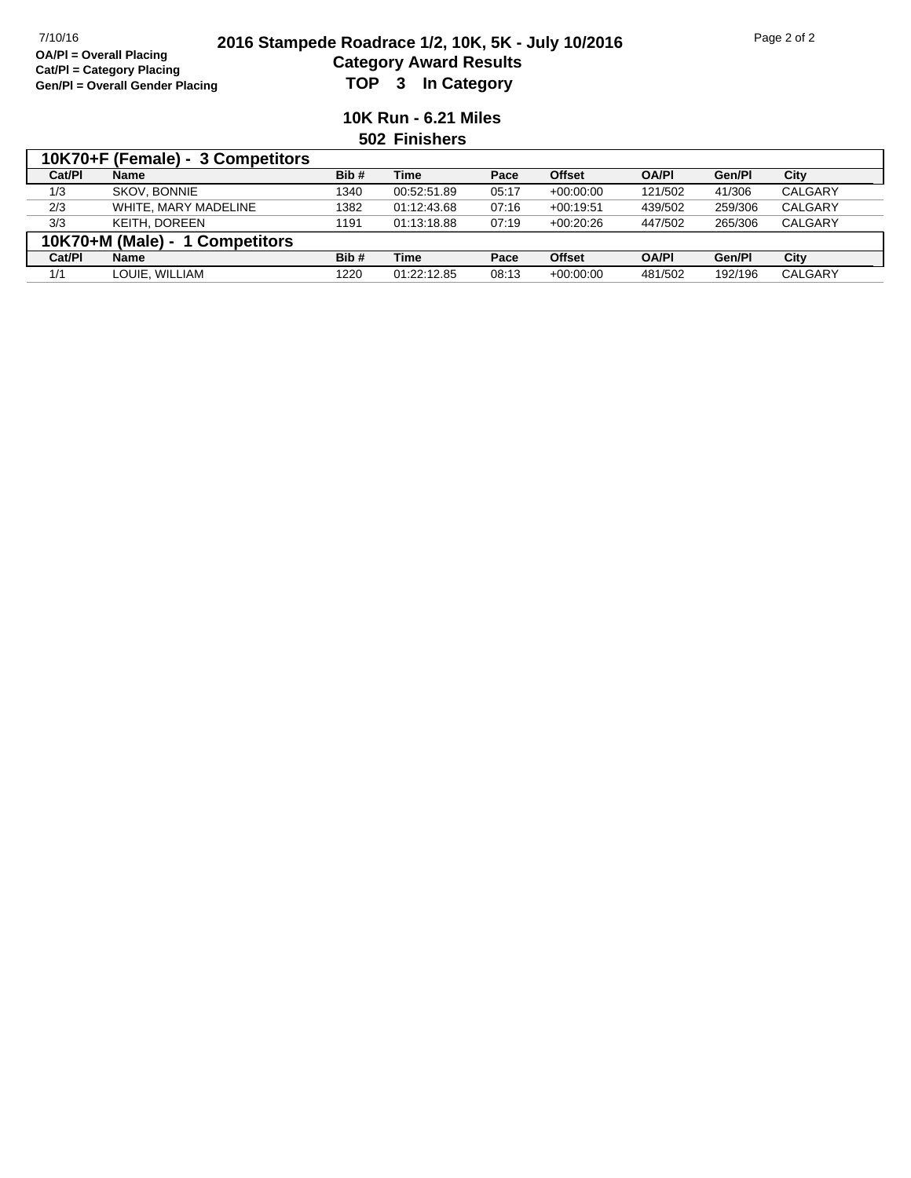OA/Pl = Overall Placing
Cat/Pl = Category Placing
Gen/Pl = Overall Gender Placing

# 2016 Stampede Roadrace 1/2, 10K, 5K - July 10/2016

## Category Award Results

## TOP 3 In Category

### 10K Run - 6.21 Miles

### 502 Finishers

**10K70+F (Female) - 3 Competitors**

| Cat/Pl | Name | Bib # | Time | Pace | Offset | OA/Pl | Gen/Pl | City |
|---|---|---|---|---|---|---|---|---|
| 1/3 | SKOV, BONNIE | 1340 | 00:52:51.89 | 05:17 | +00:00:00 | 121/502 | 41/306 | CALGARY |
| 2/3 | WHITE, MARY MADELINE | 1382 | 01:12:43.68 | 07:16 | +00:19:51 | 439/502 | 259/306 | CALGARY |
| 3/3 | KEITH, DOREEN | 1191 | 01:13:18.88 | 07:19 | +00:20:26 | 447/502 | 265/306 | CALGARY |

**10K70+M (Male) - 1 Competitors**

| Cat/Pl | Name | Bib # | Time | Pace | Offset | OA/Pl | Gen/Pl | City |
|---|---|---|---|---|---|---|---|---|
| 1/1 | LOUIE, WILLIAM | 1220 | 01:22:12.85 | 08:13 | +00:00:00 | 481/502 | 192/196 | CALGARY |